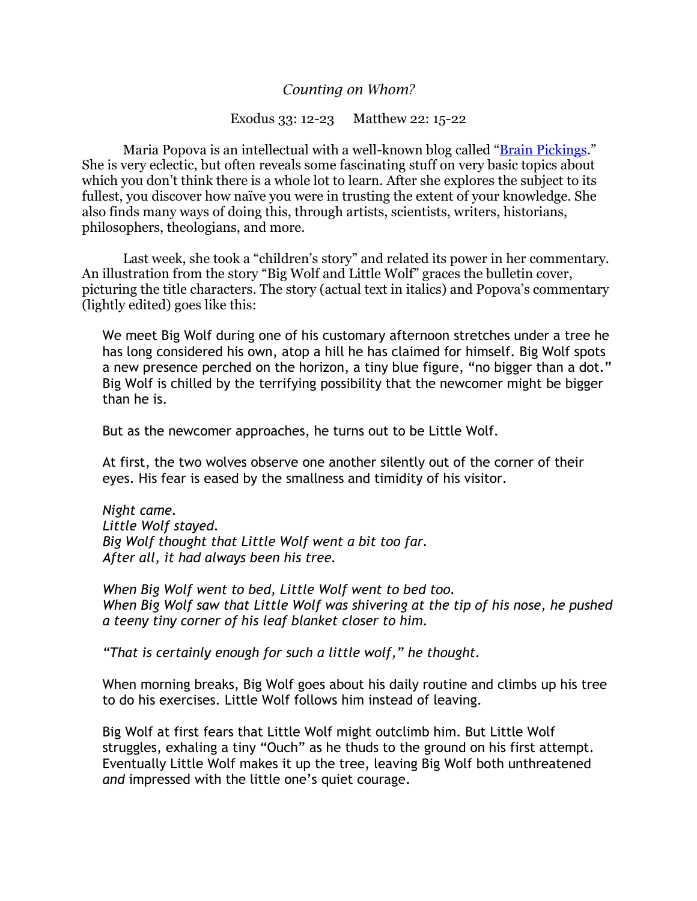*Counting on Whom?*

Exodus 33: 12-23     Matthew 22: 15-22

Maria Popova is an intellectual with a well-known blog called "Brain Pickings." She is very eclectic, but often reveals some fascinating stuff on very basic topics about which you don't think there is a whole lot to learn. After she explores the subject to its fullest, you discover how naïve you were in trusting the extent of your knowledge. She also finds many ways of doing this, through artists, scientists, writers, historians, philosophers, theologians, and more.

Last week, she took a "children's story" and related its power in her commentary. An illustration from the story "Big Wolf and Little Wolf" graces the bulletin cover, picturing the title characters. The story (actual text in italics) and Popova's commentary (lightly edited) goes like this:

> We meet Big Wolf during one of his customary afternoon stretches under a tree he has long considered his own, atop a hill he has claimed for himself. Big Wolf spots a new presence perched on the horizon, a tiny blue figure, "no bigger than a dot." Big Wolf is chilled by the terrifying possibility that the newcomer might be bigger than he is.
>
> But as the newcomer approaches, he turns out to be Little Wolf.
>
> At first, the two wolves observe one another silently out of the corner of their eyes. His fear is eased by the smallness and timidity of his visitor.
>
> *Night came.*
> *Little Wolf stayed.*
> *Big Wolf thought that Little Wolf went a bit too far.*
> *After all, it had always been his tree.*
>
> *When Big Wolf went to bed, Little Wolf went to bed too.*
> *When Big Wolf saw that Little Wolf was shivering at the tip of his nose, he pushed a teeny tiny corner of his leaf blanket closer to him.*
>
> *"That is certainly enough for such a little wolf," he thought.*
>
> When morning breaks, Big Wolf goes about his daily routine and climbs up his tree to do his exercises. Little Wolf follows him instead of leaving.
>
> Big Wolf at first fears that Little Wolf might outclimb him. But Little Wolf struggles, exhaling a tiny "Ouch" as he thuds to the ground on his first attempt. Eventually Little Wolf makes it up the tree, leaving Big Wolf both unthreatened *and* impressed with the little one's quiet courage.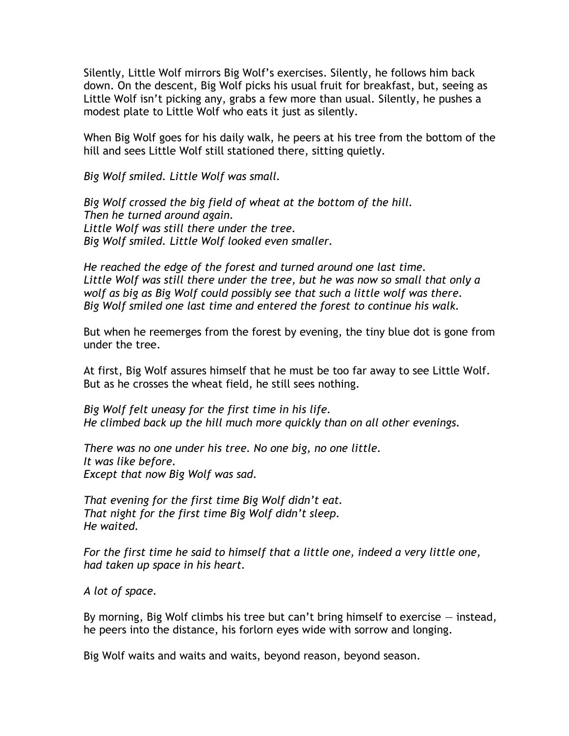Silently, Little Wolf mirrors Big Wolf's exercises. Silently, he follows him back down. On the descent, Big Wolf picks his usual fruit for breakfast, but, seeing as Little Wolf isn't picking any, grabs a few more than usual. Silently, he pushes a modest plate to Little Wolf who eats it just as silently.

When Big Wolf goes for his daily walk, he peers at his tree from the bottom of the hill and sees Little Wolf still stationed there, sitting quietly.

*Big Wolf smiled. Little Wolf was small.*

*Big Wolf crossed the big field of wheat at the bottom of the hill.*
*Then he turned around again.*
*Little Wolf was still there under the tree.*
*Big Wolf smiled. Little Wolf looked even smaller.*

*He reached the edge of the forest and turned around one last time.*
*Little Wolf was still there under the tree, but he was now so small that only a wolf as big as Big Wolf could possibly see that such a little wolf was there.*
*Big Wolf smiled one last time and entered the forest to continue his walk.*

But when he reemerges from the forest by evening, the tiny blue dot is gone from under the tree.

At first, Big Wolf assures himself that he must be too far away to see Little Wolf. But as he crosses the wheat field, he still sees nothing.

*Big Wolf felt uneasy for the first time in his life.*
*He climbed back up the hill much more quickly than on all other evenings.*

*There was no one under his tree. No one big, no one little.*
*It was like before.*
*Except that now Big Wolf was sad.*

*That evening for the first time Big Wolf didn't eat.*
*That night for the first time Big Wolf didn't sleep.*
*He waited.*

*For the first time he said to himself that a little one, indeed a very little one, had taken up space in his heart.*

*A lot of space.*

By morning, Big Wolf climbs his tree but can't bring himself to exercise — instead, he peers into the distance, his forlorn eyes wide with sorrow and longing.

Big Wolf waits and waits and waits, beyond reason, beyond season.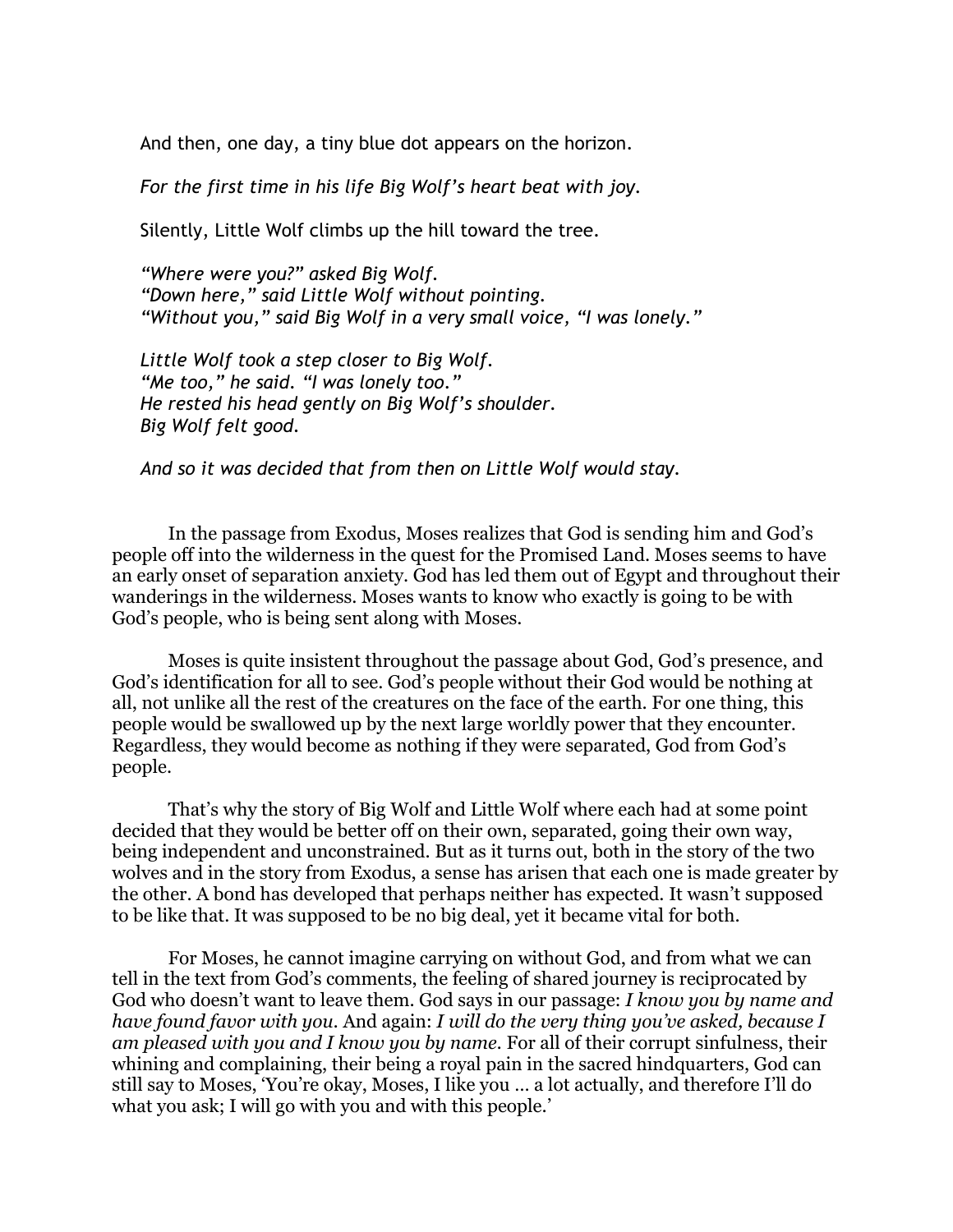And then, one day, a tiny blue dot appears on the horizon.

*For the first time in his life Big Wolf's heart beat with joy.*

Silently, Little Wolf climbs up the hill toward the tree.

*"Where were you?" asked Big Wolf.*
*"Down here," said Little Wolf without pointing.*
*"Without you," said Big Wolf in a very small voice, "I was lonely."*

*Little Wolf took a step closer to Big Wolf.*
*"Me too," he said. "I was lonely too."*
*He rested his head gently on Big Wolf's shoulder.*
*Big Wolf felt good.*

*And so it was decided that from then on Little Wolf would stay.*

In the passage from Exodus, Moses realizes that God is sending him and God's people off into the wilderness in the quest for the Promised Land. Moses seems to have an early onset of separation anxiety. God has led them out of Egypt and throughout their wanderings in the wilderness. Moses wants to know who exactly is going to be with God's people, who is being sent along with Moses.

Moses is quite insistent throughout the passage about God, God's presence, and God's identification for all to see. God's people without their God would be nothing at all, not unlike all the rest of the creatures on the face of the earth. For one thing, this people would be swallowed up by the next large worldly power that they encounter. Regardless, they would become as nothing if they were separated, God from God's people.

That's why the story of Big Wolf and Little Wolf where each had at some point decided that they would be better off on their own, separated, going their own way, being independent and unconstrained. But as it turns out, both in the story of the two wolves and in the story from Exodus, a sense has arisen that each one is made greater by the other. A bond has developed that perhaps neither has expected. It wasn't supposed to be like that. It was supposed to be no big deal, yet it became vital for both.

For Moses, he cannot imagine carrying on without God, and from what we can tell in the text from God's comments, the feeling of shared journey is reciprocated by God who doesn't want to leave them. God says in our passage: *I know you by name and have found favor with you.* And again: *I will do the very thing you've asked, because I am pleased with you and I know you by name.* For all of their corrupt sinfulness, their whining and complaining, their being a royal pain in the sacred hindquarters, God can still say to Moses, 'You're okay, Moses, I like you … a lot actually, and therefore I'll do what you ask; I will go with you and with this people.'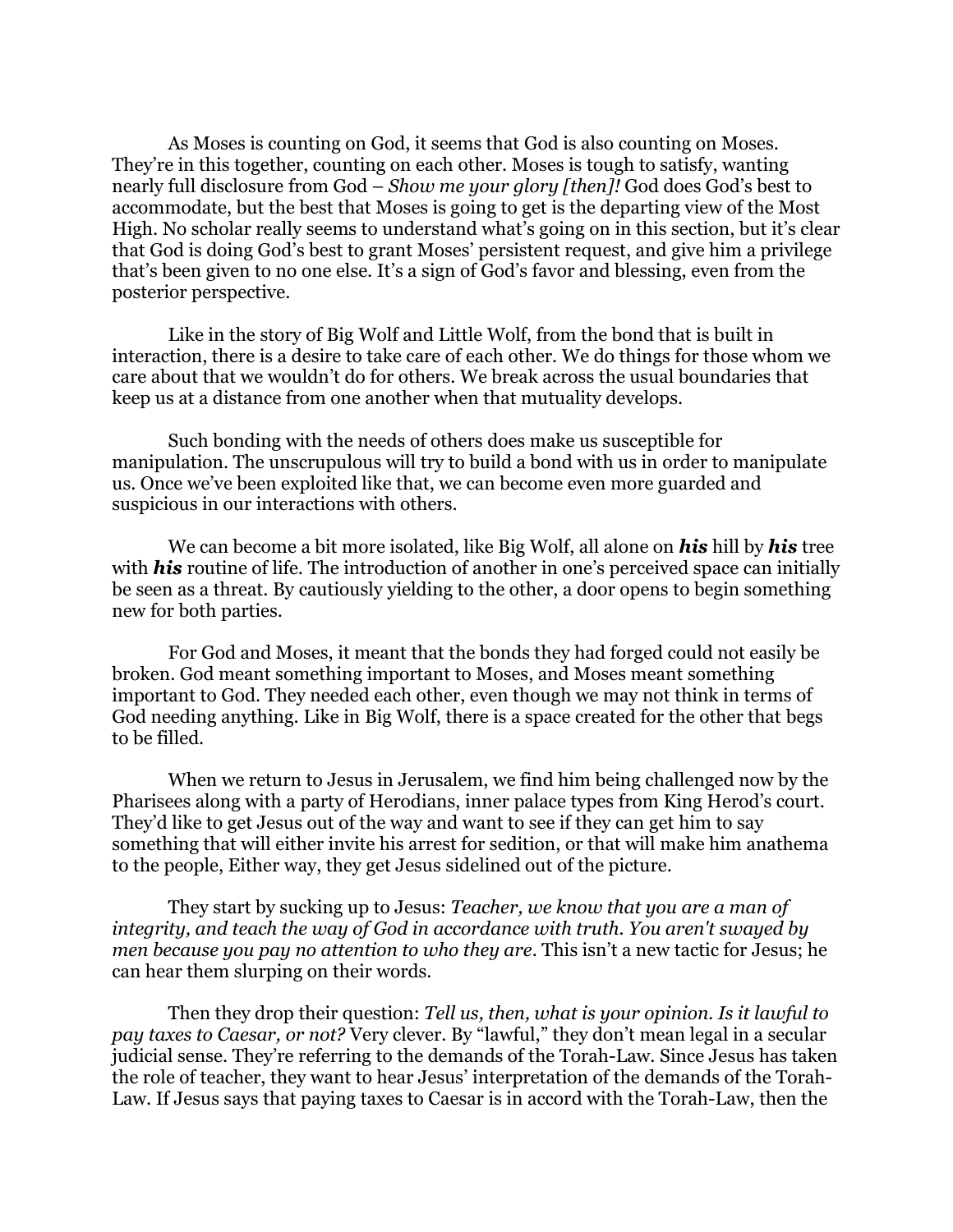As Moses is counting on God, it seems that God is also counting on Moses. They're in this together, counting on each other. Moses is tough to satisfy, wanting nearly full disclosure from God – *Show me your glory [then]!* God does God's best to accommodate, but the best that Moses is going to get is the departing view of the Most High. No scholar really seems to understand what's going on in this section, but it's clear that God is doing God's best to grant Moses' persistent request, and give him a privilege that's been given to no one else. It's a sign of God's favor and blessing, even from the posterior perspective.

Like in the story of Big Wolf and Little Wolf, from the bond that is built in interaction, there is a desire to take care of each other. We do things for those whom we care about that we wouldn't do for others. We break across the usual boundaries that keep us at a distance from one another when that mutuality develops.

Such bonding with the needs of others does make us susceptible for manipulation. The unscrupulous will try to build a bond with us in order to manipulate us. Once we've been exploited like that, we can become even more guarded and suspicious in our interactions with others.

We can become a bit more isolated, like Big Wolf, all alone on ***his*** hill by ***his*** tree with ***his*** routine of life. The introduction of another in one's perceived space can initially be seen as a threat. By cautiously yielding to the other, a door opens to begin something new for both parties.

For God and Moses, it meant that the bonds they had forged could not easily be broken. God meant something important to Moses, and Moses meant something important to God. They needed each other, even though we may not think in terms of God needing anything. Like in Big Wolf, there is a space created for the other that begs to be filled.

When we return to Jesus in Jerusalem, we find him being challenged now by the Pharisees along with a party of Herodians, inner palace types from King Herod's court. They'd like to get Jesus out of the way and want to see if they can get him to say something that will either invite his arrest for sedition, or that will make him anathema to the people, Either way, they get Jesus sidelined out of the picture.

They start by sucking up to Jesus: *Teacher, we know that you are a man of integrity, and teach the way of God in accordance with truth. You aren't swayed by men because you pay no attention to who they are*. This isn't a new tactic for Jesus; he can hear them slurping on their words.

Then they drop their question: *Tell us, then, what is your opinion. Is it lawful to pay taxes to Caesar, or not?* Very clever. By "lawful," they don't mean legal in a secular judicial sense. They're referring to the demands of the Torah-Law. Since Jesus has taken the role of teacher, they want to hear Jesus' interpretation of the demands of the Torah-Law. If Jesus says that paying taxes to Caesar is in accord with the Torah-Law, then the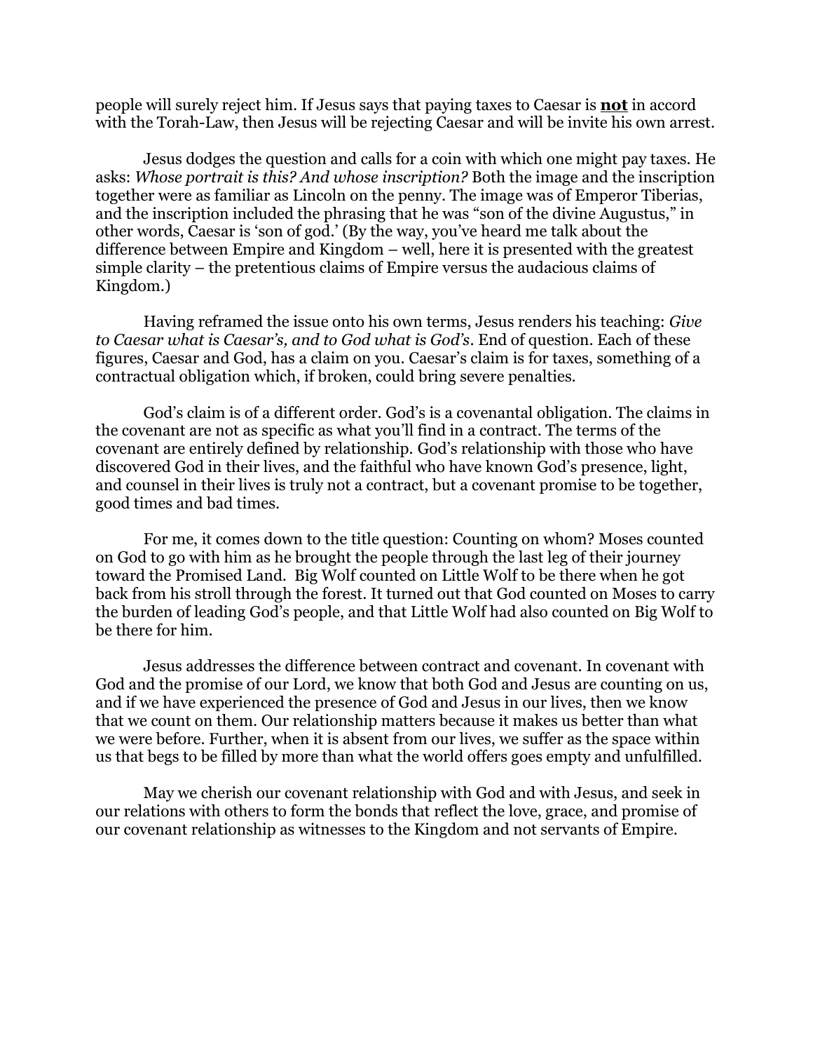people will surely reject him. If Jesus says that paying taxes to Caesar is **<u>not</u>** in accord with the Torah-Law, then Jesus will be rejecting Caesar and will be invite his own arrest.

Jesus dodges the question and calls for a coin with which one might pay taxes. He asks: *Whose portrait is this? And whose inscription?* Both the image and the inscription together were as familiar as Lincoln on the penny. The image was of Emperor Tiberias, and the inscription included the phrasing that he was "son of the divine Augustus," in other words, Caesar is 'son of god.' (By the way, you've heard me talk about the difference between Empire and Kingdom – well, here it is presented with the greatest simple clarity – the pretentious claims of Empire versus the audacious claims of Kingdom.)

Having reframed the issue onto his own terms, Jesus renders his teaching: *Give to Caesar what is Caesar's, and to God what is God's*. End of question. Each of these figures, Caesar and God, has a claim on you. Caesar's claim is for taxes, something of a contractual obligation which, if broken, could bring severe penalties.

God's claim is of a different order. God's is a covenantal obligation. The claims in the covenant are not as specific as what you'll find in a contract. The terms of the covenant are entirely defined by relationship. God's relationship with those who have discovered God in their lives, and the faithful who have known God's presence, light, and counsel in their lives is truly not a contract, but a covenant promise to be together, good times and bad times.

For me, it comes down to the title question: Counting on whom? Moses counted on God to go with him as he brought the people through the last leg of their journey toward the Promised Land. Big Wolf counted on Little Wolf to be there when he got back from his stroll through the forest. It turned out that God counted on Moses to carry the burden of leading God's people, and that Little Wolf had also counted on Big Wolf to be there for him.

Jesus addresses the difference between contract and covenant. In covenant with God and the promise of our Lord, we know that both God and Jesus are counting on us, and if we have experienced the presence of God and Jesus in our lives, then we know that we count on them. Our relationship matters because it makes us better than what we were before. Further, when it is absent from our lives, we suffer as the space within us that begs to be filled by more than what the world offers goes empty and unfulfilled.

May we cherish our covenant relationship with God and with Jesus, and seek in our relations with others to form the bonds that reflect the love, grace, and promise of our covenant relationship as witnesses to the Kingdom and not servants of Empire.